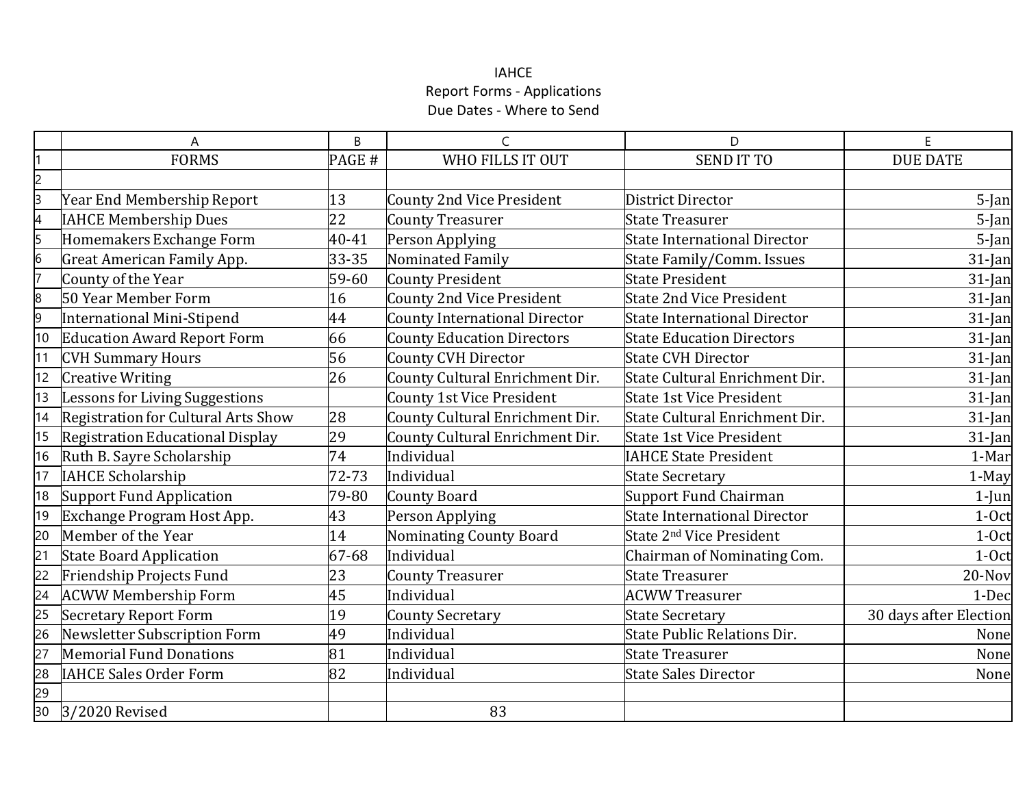# IAHCE

## Report Forms - Applications

## Due Dates - Where to Send

| FORMS | PAGE # | WHO FILLS IT OUT | SEND IT TO | DUE DATE |
|---|---|---|---|---|
| Year End Membership Report | 13 | County 2nd Vice President | District Director | 5-Jan |
| IAHCE Membership Dues | 22 | County Treasurer | State Treasurer | 5-Jan |
| Homemakers Exchange Form | 40-41 | Person Applying | State International Director | 5-Jan |
| Great American Family App. | 33-35 | Nominated Family | State Family/Comm. Issues | 31-Jan |
| County of the Year | 59-60 | County President | State President | 31-Jan |
| 50 Year Member Form | 16 | County 2nd Vice President | State 2nd Vice President | 31-Jan |
| International Mini-Stipend | 44 | County International Director | State International Director | 31-Jan |
| Education Award Report Form | 66 | County Education Directors | State Education Directors | 31-Jan |
| CVH Summary Hours | 56 | County CVH Director | State CVH Director | 31-Jan |
| Creative Writing | 26 | County Cultural Enrichment Dir. | State Cultural Enrichment Dir. | 31-Jan |
| Lessons for Living Suggestions | | County 1st Vice President | State 1st Vice President | 31-Jan |
| Registration for Cultural Arts Show | 28 | County Cultural Enrichment Dir. | State Cultural Enrichment Dir. | 31-Jan |
| Registration Educational Display | 29 | County Cultural Enrichment Dir. | State 1st Vice President | 31-Jan |
| Ruth B. Sayre Scholarship | 74 | Individual | IAHCE State President | 1-Mar |
| IAHCE Scholarship | 72-73 | Individual | State Secretary | 1-May |
| Support Fund Application | 79-80 | County Board | Support Fund Chairman | 1-Jun |
| Exchange Program Host App. | 43 | Person Applying | State International Director | 1-Oct |
| Member of the Year | 14 | Nominating County Board | State 2nd Vice President | 1-Oct |
| State Board Application | 67-68 | Individual | Chairman of Nominating Com. | 1-Oct |
| Friendship Projects Fund | 23 | County Treasurer | State Treasurer | 20-Nov |
| ACWW Membership Form | 45 | Individual | ACWW Treasurer | 1-Dec |
| Secretary Report Form | 19 | County Secretary | State Secretary | 30 days after Election |
| Newsletter Subscription Form | 49 | Individual | State Public Relations Dir. | None |
| Memorial Fund Donations | 81 | Individual | State Treasurer | None |
| IAHCE Sales Order Form | 82 | Individual | State Sales Director | None |

3/2020 Revised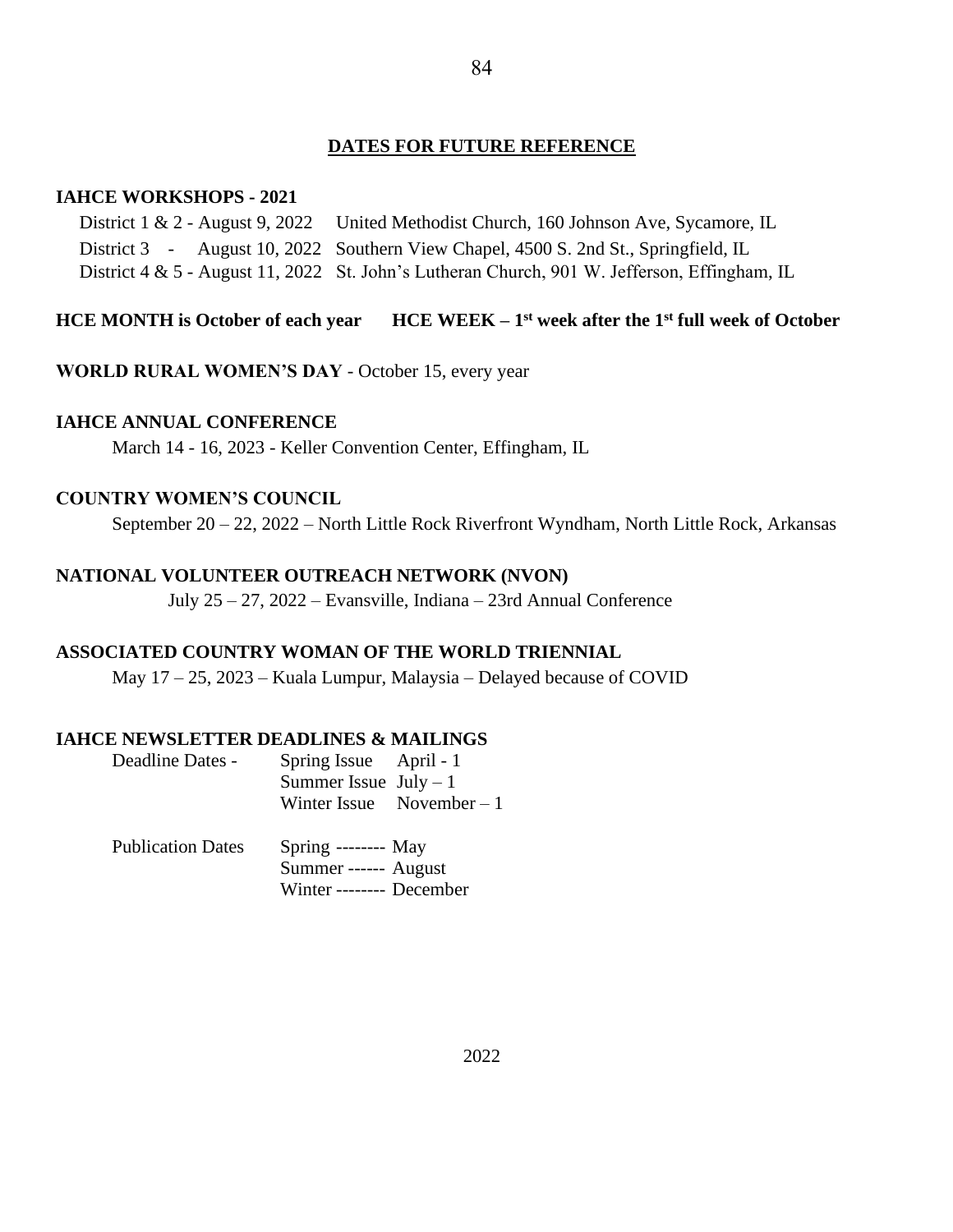## DATES FOR FUTURE REFERENCE

**IAHCE WORKSHOPS - 2021**

District 1 & 2 - August 9, 2022 United Methodist Church, 160 Johnson Ave, Sycamore, IL
District 3 - August 10, 2022 Southern View Chapel, 4500 S. 2nd St., Springfield, IL
District 4 & 5 - August 11, 2022 St. John's Lutheran Church, 901 W. Jefferson, Effingham, IL

**HCE MONTH is October of each year** **HCE WEEK – 1st week after the 1st full week of October**

**WORLD RURAL WOMEN'S DAY** - October 15, every year

**IAHCE ANNUAL CONFERENCE**

March 14 - 16, 2023 - Keller Convention Center, Effingham, IL

**COUNTRY WOMEN'S COUNCIL**

September 20 – 22, 2022 – North Little Rock Riverfront Wyndham, North Little Rock, Arkansas

**NATIONAL VOLUNTEER OUTREACH NETWORK (NVON)**

July 25 – 27, 2022 – Evansville, Indiana – 23rd Annual Conference

**ASSOCIATED COUNTRY WOMAN OF THE WORLD TRIENNIAL**

May 17 – 25, 2023 – Kuala Lumpur, Malaysia – Delayed because of COVID

**IAHCE NEWSLETTER DEADLINES & MAILINGS**

| | | |
|---|---|---|
| Deadline Dates - | Spring Issue | April - 1 |
| | Summer Issue | July – 1 |
| | Winter Issue | November – 1 |

Publication Dates
Spring -------- May
Summer ------ August
Winter -------- December

2022